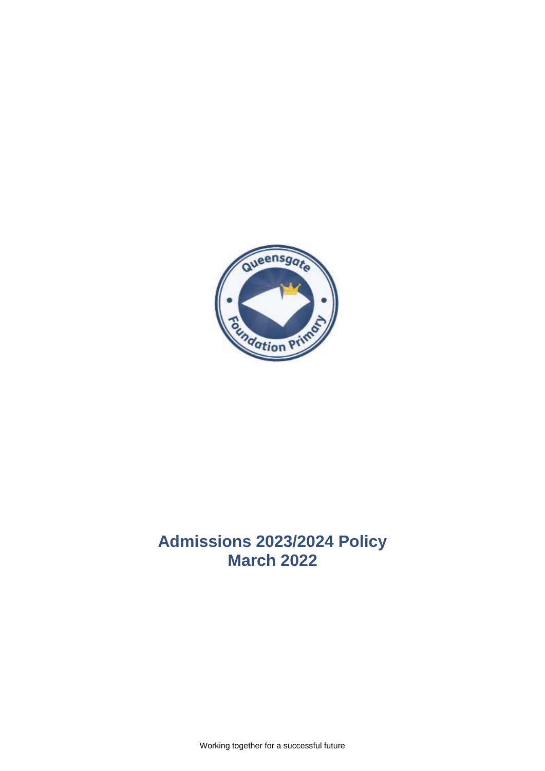# Admissions 2023/2024 Policy
# March 2022

Working together for a successful future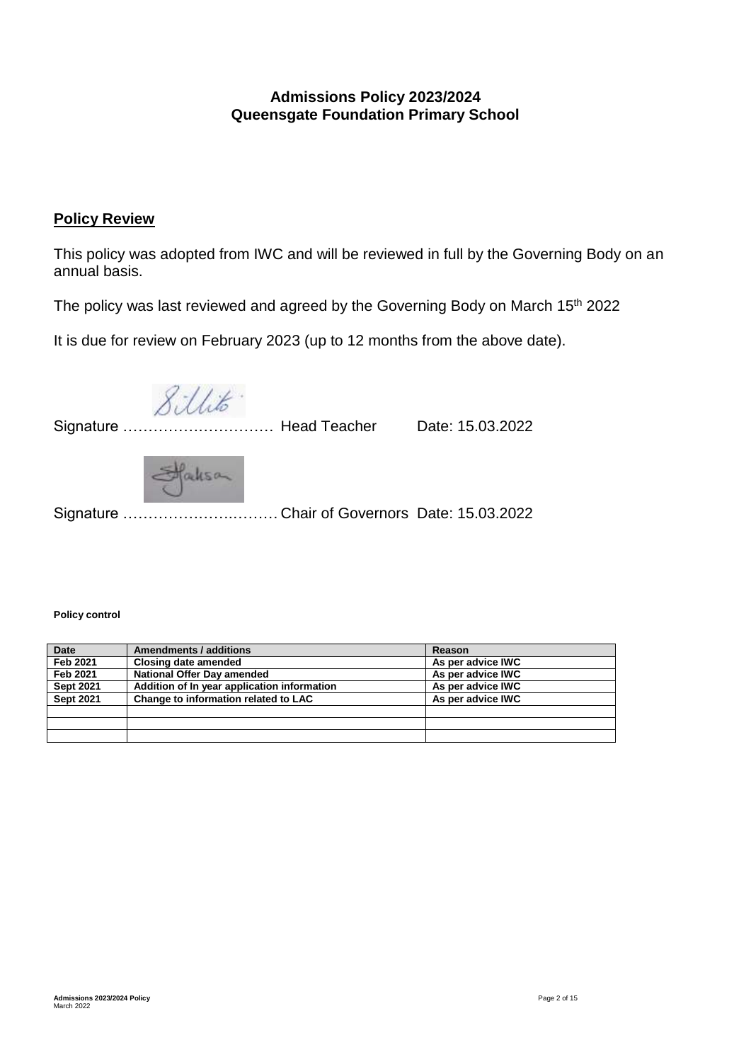**Admissions Policy 2023/2024**
**Queensgate Foundation Primary School**

## Policy Review

This policy was adopted from IWC and will be reviewed in full by the Governing Body on an annual basis.

The policy was last reviewed and agreed by the Governing Body on March 15th 2022

It is due for review on February 2023 (up to 12 months from the above date).

Signature ………………………… Head Teacher Date: 15.03.2022

Signature ………………….……… Chair of Governors Date: 15.03.2022

**Policy control**

| Date | Amendments / additions | Reason |
|---|---|---|
| Feb 2021 | Closing date amended | As per advice IWC |
| Feb 2021 | National Offer Day amended | As per advice IWC |
| Sept 2021 | Addition of In year application information | As per advice IWC |
| Sept 2021 | Change to information related to LAC | As per advice IWC |
| | | |
| | | |
| | | |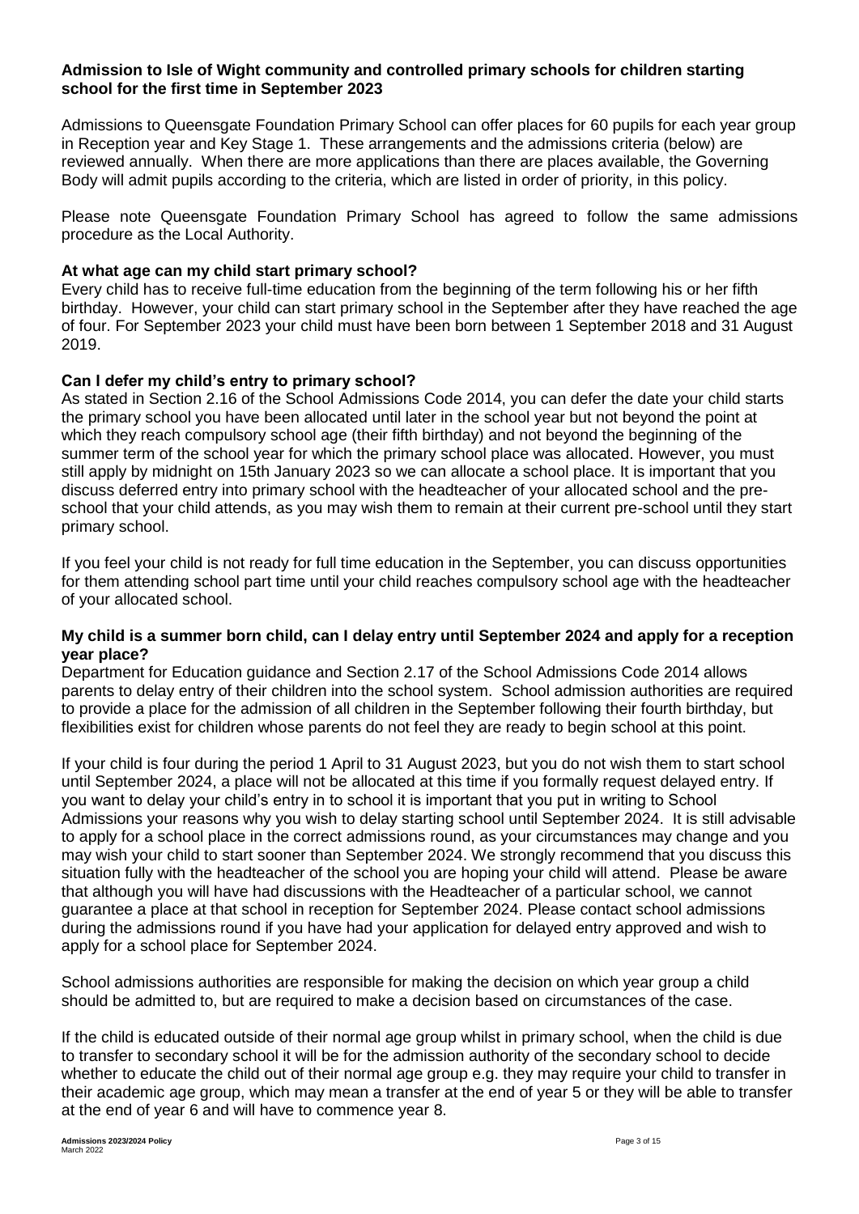**Admission to Isle of Wight community and controlled primary schools for children starting school for the first time in September 2023**

Admissions to Queensgate Foundation Primary School can offer places for 60 pupils for each year group in Reception year and Key Stage 1. These arrangements and the admissions criteria (below) are reviewed annually. When there are more applications than there are places available, the Governing Body will admit pupils according to the criteria, which are listed in order of priority, in this policy.

Please note Queensgate Foundation Primary School has agreed to follow the same admissions procedure as the Local Authority.

**At what age can my child start primary school?**

Every child has to receive full-time education from the beginning of the term following his or her fifth birthday. However, your child can start primary school in the September after they have reached the age of four. For September 2023 your child must have been born between 1 September 2018 and 31 August 2019.

**Can I defer my child's entry to primary school?**

As stated in Section 2.16 of the School Admissions Code 2014, you can defer the date your child starts the primary school you have been allocated until later in the school year but not beyond the point at which they reach compulsory school age (their fifth birthday) and not beyond the beginning of the summer term of the school year for which the primary school place was allocated. However, you must still apply by midnight on 15th January 2023 so we can allocate a school place. It is important that you discuss deferred entry into primary school with the headteacher of your allocated school and the pre-school that your child attends, as you may wish them to remain at their current pre-school until they start primary school.

If you feel your child is not ready for full time education in the September, you can discuss opportunities for them attending school part time until your child reaches compulsory school age with the headteacher of your allocated school.

**My child is a summer born child, can I delay entry until September 2024 and apply for a reception year place?**

Department for Education guidance and Section 2.17 of the School Admissions Code 2014 allows parents to delay entry of their children into the school system. School admission authorities are required to provide a place for the admission of all children in the September following their fourth birthday, but flexibilities exist for children whose parents do not feel they are ready to begin school at this point.

If your child is four during the period 1 April to 31 August 2023, but you do not wish them to start school until September 2024, a place will not be allocated at this time if you formally request delayed entry. If you want to delay your child's entry in to school it is important that you put in writing to School Admissions your reasons why you wish to delay starting school until September 2024. It is still advisable to apply for a school place in the correct admissions round, as your circumstances may change and you may wish your child to start sooner than September 2024. We strongly recommend that you discuss this situation fully with the headteacher of the school you are hoping your child will attend. Please be aware that although you will have had discussions with the Headteacher of a particular school, we cannot guarantee a place at that school in reception for September 2024. Please contact school admissions during the admissions round if you have had your application for delayed entry approved and wish to apply for a school place for September 2024.

School admissions authorities are responsible for making the decision on which year group a child should be admitted to, but are required to make a decision based on circumstances of the case.

If the child is educated outside of their normal age group whilst in primary school, when the child is due to transfer to secondary school it will be for the admission authority of the secondary school to decide whether to educate the child out of their normal age group e.g. they may require your child to transfer in their academic age group, which may mean a transfer at the end of year 5 or they will be able to transfer at the end of year 6 and will have to commence year 8.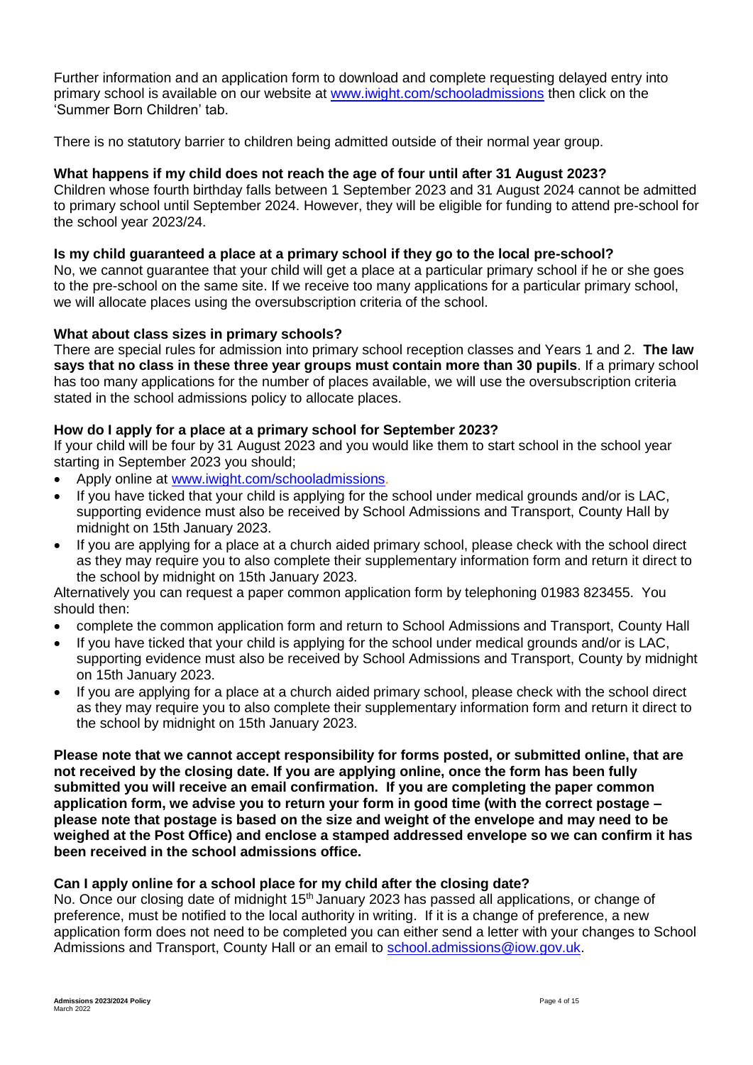Further information and an application form to download and complete requesting delayed entry into primary school is available on our website at www.iwight.com/schooladmissions then click on the 'Summer Born Children' tab.

There is no statutory barrier to children being admitted outside of their normal year group.

**What happens if my child does not reach the age of four until after 31 August 2023?**

Children whose fourth birthday falls between 1 September 2023 and 31 August 2024 cannot be admitted to primary school until September 2024. However, they will be eligible for funding to attend pre-school for the school year 2023/24.

**Is my child guaranteed a place at a primary school if they go to the local pre-school?**

No, we cannot guarantee that your child will get a place at a particular primary school if he or she goes to the pre-school on the same site. If we receive too many applications for a particular primary school, we will allocate places using the oversubscription criteria of the school.

**What about class sizes in primary schools?**

There are special rules for admission into primary school reception classes and Years 1 and 2. **The law says that no class in these three year groups must contain more than 30 pupils**. If a primary school has too many applications for the number of places available, we will use the oversubscription criteria stated in the school admissions policy to allocate places.

**How do I apply for a place at a primary school for September 2023?**

If your child will be four by 31 August 2023 and you would like them to start school in the school year starting in September 2023 you should;

- Apply online at www.iwight.com/schooladmissions.
- If you have ticked that your child is applying for the school under medical grounds and/or is LAC, supporting evidence must also be received by School Admissions and Transport, County Hall by midnight on 15th January 2023.
- If you are applying for a place at a church aided primary school, please check with the school direct as they may require you to also complete their supplementary information form and return it direct to the school by midnight on 15th January 2023.

Alternatively you can request a paper common application form by telephoning 01983 823455. You should then:

- complete the common application form and return to School Admissions and Transport, County Hall
- If you have ticked that your child is applying for the school under medical grounds and/or is LAC, supporting evidence must also be received by School Admissions and Transport, County by midnight on 15th January 2023.
- If you are applying for a place at a church aided primary school, please check with the school direct as they may require you to also complete their supplementary information form and return it direct to the school by midnight on 15th January 2023.

**Please note that we cannot accept responsibility for forms posted, or submitted online, that are not received by the closing date. If you are applying online, once the form has been fully submitted you will receive an email confirmation. If you are completing the paper common application form, we advise you to return your form in good time (with the correct postage – please note that postage is based on the size and weight of the envelope and may need to be weighed at the Post Office) and enclose a stamped addressed envelope so we can confirm it has been received in the school admissions office.**

**Can I apply online for a school place for my child after the closing date?**

No. Once our closing date of midnight 15th January 2023 has passed all applications, or change of preference, must be notified to the local authority in writing. If it is a change of preference, a new application form does not need to be completed you can either send a letter with your changes to School Admissions and Transport, County Hall or an email to school.admissions@iow.gov.uk.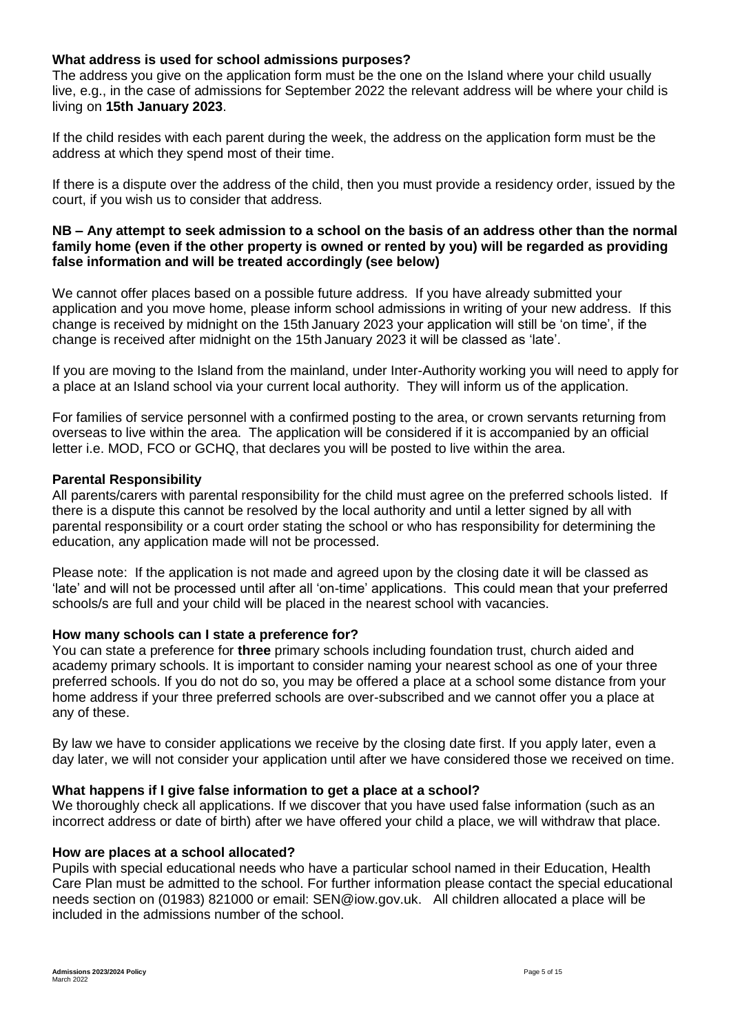### What address is used for school admissions purposes?

The address you give on the application form must be the one on the Island where your child usually live, e.g., in the case of admissions for September 2022 the relevant address will be where your child is living on **15th January 2023**.

If the child resides with each parent during the week, the address on the application form must be the address at which they spend most of their time.

If there is a dispute over the address of the child, then you must provide a residency order, issued by the court, if you wish us to consider that address.

**NB – Any attempt to seek admission to a school on the basis of an address other than the normal family home (even if the other property is owned or rented by you) will be regarded as providing false information and will be treated accordingly (see below)**

We cannot offer places based on a possible future address. If you have already submitted your application and you move home, please inform school admissions in writing of your new address. If this change is received by midnight on the 15th January 2023 your application will still be 'on time', if the change is received after midnight on the 15th January 2023 it will be classed as 'late'.

If you are moving to the Island from the mainland, under Inter-Authority working you will need to apply for a place at an Island school via your current local authority. They will inform us of the application.

For families of service personnel with a confirmed posting to the area, or crown servants returning from overseas to live within the area. The application will be considered if it is accompanied by an official letter i.e. MOD, FCO or GCHQ, that declares you will be posted to live within the area.

### Parental Responsibility

All parents/carers with parental responsibility for the child must agree on the preferred schools listed. If there is a dispute this cannot be resolved by the local authority and until a letter signed by all with parental responsibility or a court order stating the school or who has responsibility for determining the education, any application made will not be processed.

Please note: If the application is not made and agreed upon by the closing date it will be classed as 'late' and will not be processed until after all 'on-time' applications. This could mean that your preferred schools/s are full and your child will be placed in the nearest school with vacancies.

### How many schools can I state a preference for?

You can state a preference for **three** primary schools including foundation trust, church aided and academy primary schools. It is important to consider naming your nearest school as one of your three preferred schools. If you do not do so, you may be offered a place at a school some distance from your home address if your three preferred schools are over-subscribed and we cannot offer you a place at any of these.

By law we have to consider applications we receive by the closing date first. If you apply later, even a day later, we will not consider your application until after we have considered those we received on time.

### What happens if I give false information to get a place at a school?

We thoroughly check all applications. If we discover that you have used false information (such as an incorrect address or date of birth) after we have offered your child a place, we will withdraw that place.

### How are places at a school allocated?

Pupils with special educational needs who have a particular school named in their Education, Health Care Plan must be admitted to the school. For further information please contact the special educational needs section on (01983) 821000 or email: SEN@iow.gov.uk. All children allocated a place will be included in the admissions number of the school.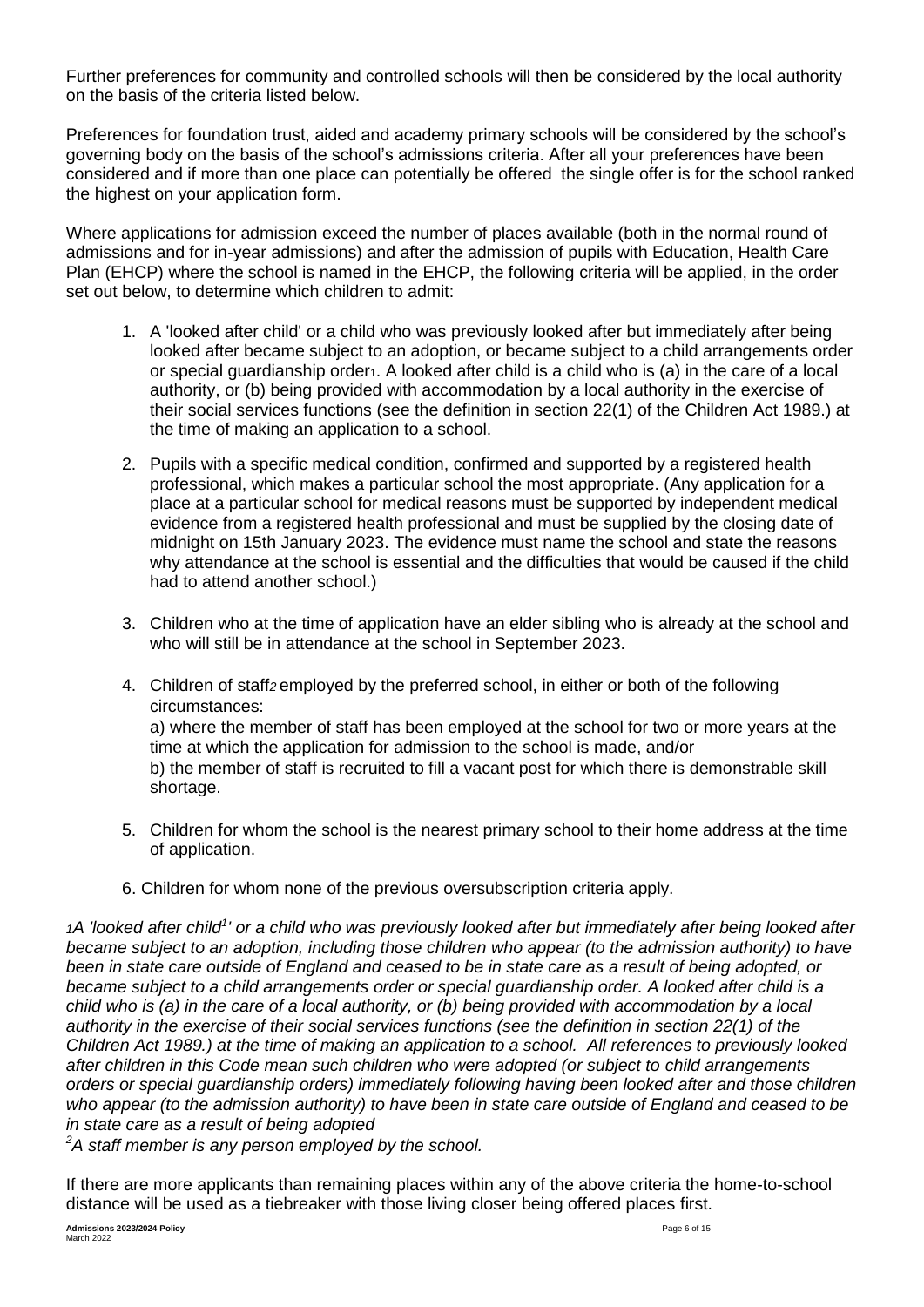Further preferences for community and controlled schools will then be considered by the local authority on the basis of the criteria listed below.

Preferences for foundation trust, aided and academy primary schools will be considered by the school's governing body on the basis of the school's admissions criteria. After all your preferences have been considered and if more than one place can potentially be offered the single offer is for the school ranked the highest on your application form.

Where applications for admission exceed the number of places available (both in the normal round of admissions and for in-year admissions) and after the admission of pupils with Education, Health Care Plan (EHCP) where the school is named in the EHCP, the following criteria will be applied, in the order set out below, to determine which children to admit:

1. A 'looked after child' or a child who was previously looked after but immediately after being looked after became subject to an adoption, or became subject to a child arrangements order or special guardianship order[1]. A looked after child is a child who is (a) in the care of a local authority, or (b) being provided with accommodation by a local authority in the exercise of their social services functions (see the definition in section 22(1) of the Children Act 1989.) at the time of making an application to a school.

2. Pupils with a specific medical condition, confirmed and supported by a registered health professional, which makes a particular school the most appropriate. (Any application for a place at a particular school for medical reasons must be supported by independent medical evidence from a registered health professional and must be supplied by the closing date of midnight on 15th January 2023. The evidence must name the school and state the reasons why attendance at the school is essential and the difficulties that would be caused if the child had to attend another school.)

3. Children who at the time of application have an elder sibling who is already at the school and who will still be in attendance at the school in September 2023.

4. Children of staff[2] employed by the preferred school, in either or both of the following circumstances:
   a) where the member of staff has been employed at the school for two or more years at the time at which the application for admission to the school is made, and/or
   b) the member of staff is recruited to fill a vacant post for which there is demonstrable skill shortage.

5. Children for whom the school is the nearest primary school to their home address at the time of application.

6. Children for whom none of the previous oversubscription criteria apply.

*[1]A 'looked after child[1]' or a child who was previously looked after but immediately after being looked after became subject to an adoption, including those children who appear (to the admission authority) to have been in state care outside of England and ceased to be in state care as a result of being adopted, or became subject to a child arrangements order or special guardianship order. A looked after child is a child who is (a) in the care of a local authority, or (b) being provided with accommodation by a local authority in the exercise of their social services functions (see the definition in section 22(1) of the Children Act 1989.) at the time of making an application to a school. All references to previously looked after children in this Code mean such children who were adopted (or subject to child arrangements orders or special guardianship orders) immediately following having been looked after and those children who appear (to the admission authority) to have been in state care outside of England and ceased to be in state care as a result of being adopted*

*[2]A staff member is any person employed by the school.*

If there are more applicants than remaining places within any of the above criteria the home-to-school distance will be used as a tiebreaker with those living closer being offered places first.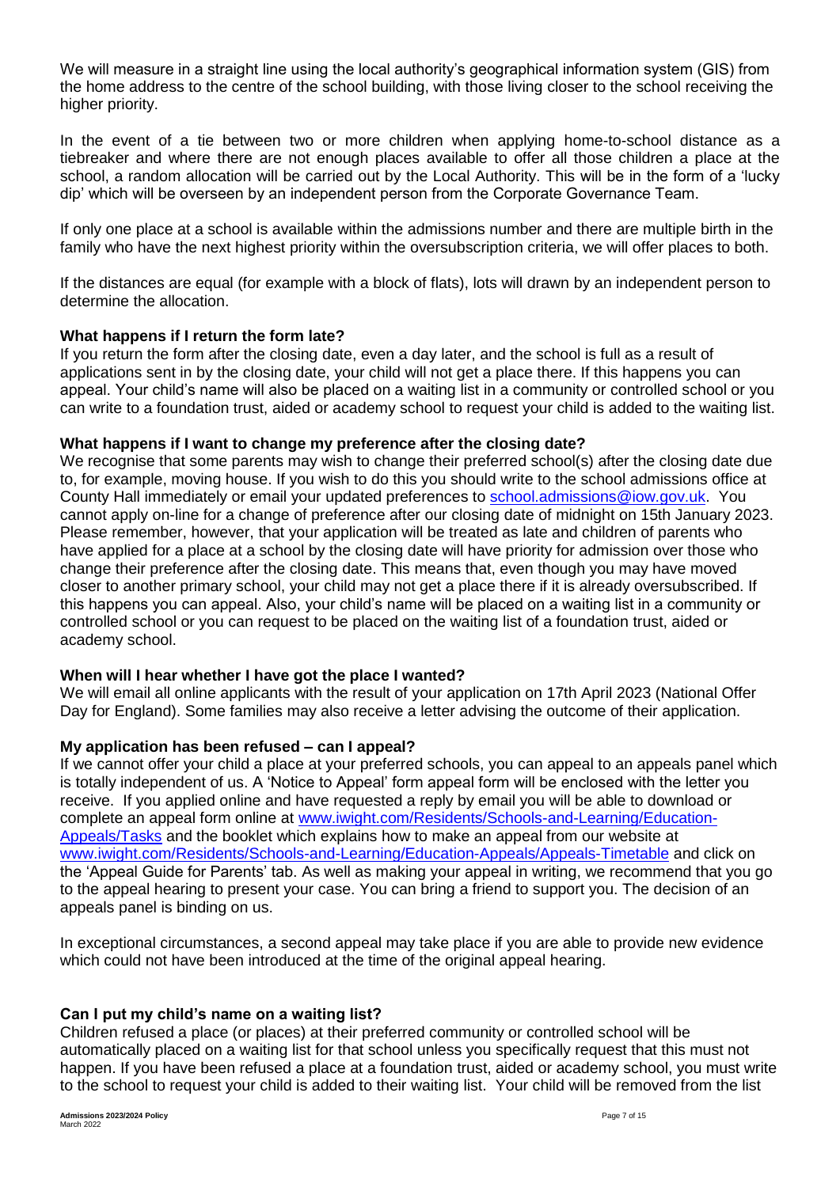We will measure in a straight line using the local authority's geographical information system (GIS) from the home address to the centre of the school building, with those living closer to the school receiving the higher priority.

In the event of a tie between two or more children when applying home-to-school distance as a tiebreaker and where there are not enough places available to offer all those children a place at the school, a random allocation will be carried out by the Local Authority. This will be in the form of a 'lucky dip' which will be overseen by an independent person from the Corporate Governance Team.

If only one place at a school is available within the admissions number and there are multiple birth in the family who have the next highest priority within the oversubscription criteria, we will offer places to both.

If the distances are equal (for example with a block of flats), lots will drawn by an independent person to determine the allocation.

**What happens if I return the form late?**

If you return the form after the closing date, even a day later, and the school is full as a result of applications sent in by the closing date, your child will not get a place there. If this happens you can appeal. Your child's name will also be placed on a waiting list in a community or controlled school or you can write to a foundation trust, aided or academy school to request your child is added to the waiting list.

**What happens if I want to change my preference after the closing date?**

We recognise that some parents may wish to change their preferred school(s) after the closing date due to, for example, moving house. If you wish to do this you should write to the school admissions office at County Hall immediately or email your updated preferences to [school.admissions@iow.gov.uk](mailto:school.admissions@iow.gov.uk). You cannot apply on-line for a change of preference after our closing date of midnight on 15th January 2023. Please remember, however, that your application will be treated as late and children of parents who have applied for a place at a school by the closing date will have priority for admission over those who change their preference after the closing date. This means that, even though you may have moved closer to another primary school, your child may not get a place there if it is already oversubscribed. If this happens you can appeal. Also, your child's name will be placed on a waiting list in a community or controlled school or you can request to be placed on the waiting list of a foundation trust, aided or academy school.

**When will I hear whether I have got the place I wanted?**

We will email all online applicants with the result of your application on 17th April 2023 (National Offer Day for England). Some families may also receive a letter advising the outcome of their application.

**My application has been refused – can I appeal?**

If we cannot offer your child a place at your preferred schools, you can appeal to an appeals panel which is totally independent of us. A 'Notice to Appeal' form appeal form will be enclosed with the letter you receive. If you applied online and have requested a reply by email you will be able to download or complete an appeal form online at [www.iwight.com/Residents/Schools-and-Learning/Education-Appeals/Tasks](http://www.iwight.com/Residents/Schools-and-Learning/Education-Appeals/Tasks) and the booklet which explains how to make an appeal from our website at [www.iwight.com/Residents/Schools-and-Learning/Education-Appeals/Appeals-Timetable](http://www.iwight.com/Residents/Schools-and-Learning/Education-Appeals/Appeals-Timetable) and click on the 'Appeal Guide for Parents' tab. As well as making your appeal in writing, we recommend that you go to the appeal hearing to present your case. You can bring a friend to support you. The decision of an appeals panel is binding on us.

In exceptional circumstances, a second appeal may take place if you are able to provide new evidence which could not have been introduced at the time of the original appeal hearing.

**Can I put my child's name on a waiting list?**

Children refused a place (or places) at their preferred community or controlled school will be automatically placed on a waiting list for that school unless you specifically request that this must not happen. If you have been refused a place at a foundation trust, aided or academy school, you must write to the school to request your child is added to their waiting list. Your child will be removed from the list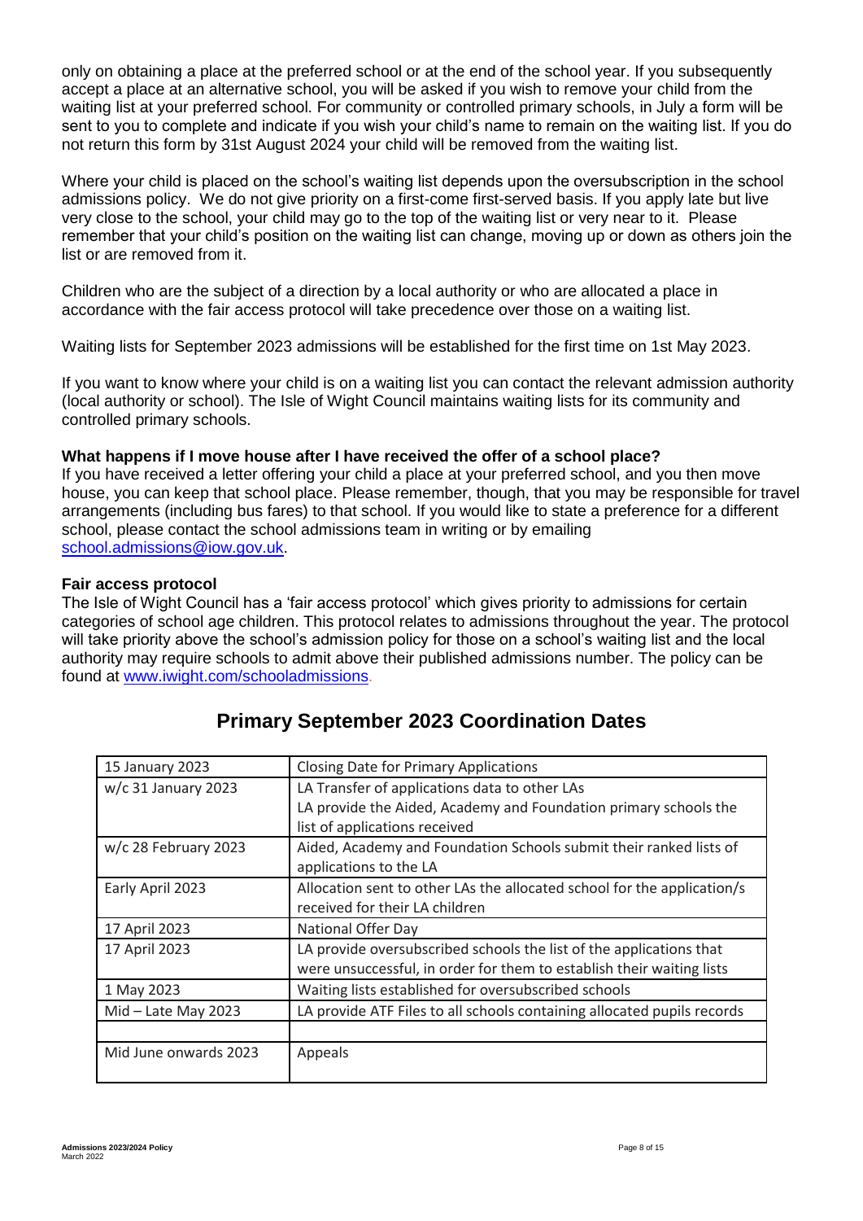only on obtaining a place at the preferred school or at the end of the school year. If you subsequently accept a place at an alternative school, you will be asked if you wish to remove your child from the waiting list at your preferred school. For community or controlled primary schools, in July a form will be sent to you to complete and indicate if you wish your child's name to remain on the waiting list. If you do not return this form by 31st August 2024 your child will be removed from the waiting list.

Where your child is placed on the school's waiting list depends upon the oversubscription in the school admissions policy. We do not give priority on a first-come first-served basis. If you apply late but live very close to the school, your child may go to the top of the waiting list or very near to it. Please remember that your child's position on the waiting list can change, moving up or down as others join the list or are removed from it.

Children who are the subject of a direction by a local authority or who are allocated a place in accordance with the fair access protocol will take precedence over those on a waiting list.

Waiting lists for September 2023 admissions will be established for the first time on 1st May 2023.

If you want to know where your child is on a waiting list you can contact the relevant admission authority (local authority or school). The Isle of Wight Council maintains waiting lists for its community and controlled primary schools.

**What happens if I move house after I have received the offer of a school place?**

If you have received a letter offering your child a place at your preferred school, and you then move house, you can keep that school place. Please remember, though, that you may be responsible for travel arrangements (including bus fares) to that school. If you would like to state a preference for a different school, please contact the school admissions team in writing or by emailing school.admissions@iow.gov.uk.

**Fair access protocol**

The Isle of Wight Council has a 'fair access protocol' which gives priority to admissions for certain categories of school age children. This protocol relates to admissions throughout the year. The protocol will take priority above the school's admission policy for those on a school's waiting list and the local authority may require schools to admit above their published admissions number. The policy can be found at www.iwight.com/schooladmissions.

## Primary September 2023 Coordination Dates

| | |
|---|---|
| 15 January 2023 | Closing Date for Primary Applications |
| w/c 31 January 2023 | LA Transfer of applications data to other LAs<br>LA provide the Aided, Academy and Foundation primary schools the list of applications received |
| w/c 28 February 2023 | Aided, Academy and Foundation Schools submit their ranked lists of applications to the LA |
| Early April 2023 | Allocation sent to other LAs the allocated school for the application/s received for their LA children |
| 17 April 2023 | National Offer Day |
| 17 April 2023 | LA provide oversubscribed schools the list of the applications that were unsuccessful, in order for them to establish their waiting lists |
| 1 May 2023 | Waiting lists established for oversubscribed schools |
| Mid – Late May 2023 | LA provide ATF Files to all schools containing allocated pupils records |
| | |
| Mid June onwards 2023 | Appeals |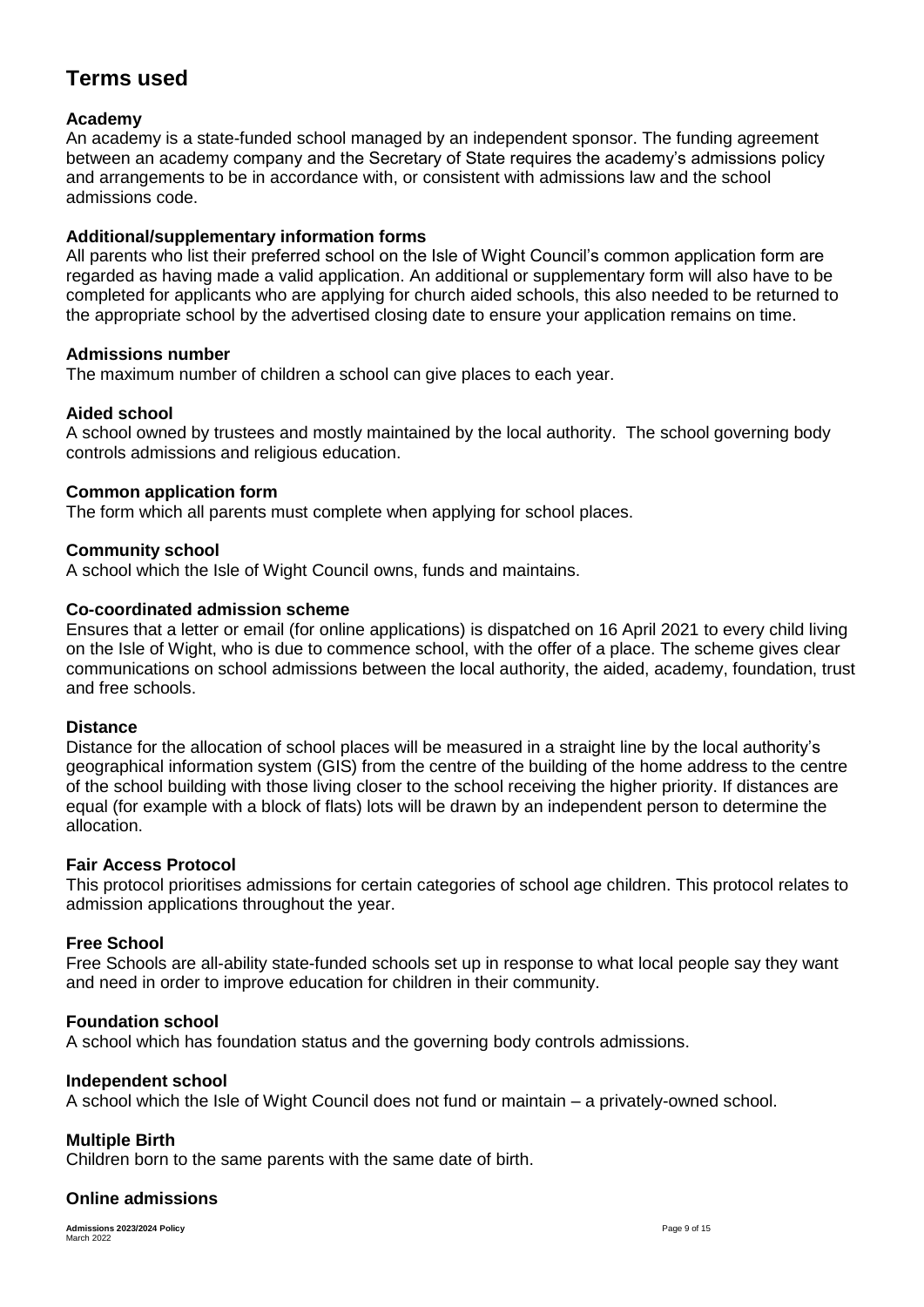# Terms used

### Academy

An academy is a state-funded school managed by an independent sponsor. The funding agreement between an academy company and the Secretary of State requires the academy's admissions policy and arrangements to be in accordance with, or consistent with admissions law and the school admissions code.

### Additional/supplementary information forms

All parents who list their preferred school on the Isle of Wight Council's common application form are regarded as having made a valid application. An additional or supplementary form will also have to be completed for applicants who are applying for church aided schools, this also needed to be returned to the appropriate school by the advertised closing date to ensure your application remains on time.

### Admissions number

The maximum number of children a school can give places to each year.

### Aided school

A school owned by trustees and mostly maintained by the local authority.  The school governing body controls admissions and religious education.

### Common application form

The form which all parents must complete when applying for school places.

### Community school

A school which the Isle of Wight Council owns, funds and maintains.

### Co-coordinated admission scheme

Ensures that a letter or email (for online applications) is dispatched on 16 April 2021 to every child living on the Isle of Wight, who is due to commence school, with the offer of a place. The scheme gives clear communications on school admissions between the local authority, the aided, academy, foundation, trust and free schools.

### Distance

Distance for the allocation of school places will be measured in a straight line by the local authority's geographical information system (GIS) from the centre of the building of the home address to the centre of the school building with those living closer to the school receiving the higher priority. If distances are equal (for example with a block of flats) lots will be drawn by an independent person to determine the allocation.

### Fair Access Protocol

This protocol prioritises admissions for certain categories of school age children. This protocol relates to admission applications throughout the year.

### Free School

Free Schools are all-ability state-funded schools set up in response to what local people say they want and need in order to improve education for children in their community.

### Foundation school

A school which has foundation status and the governing body controls admissions.

### Independent school

A school which the Isle of Wight Council does not fund or maintain – a privately-owned school.

### Multiple Birth

Children born to the same parents with the same date of birth.

### Online admissions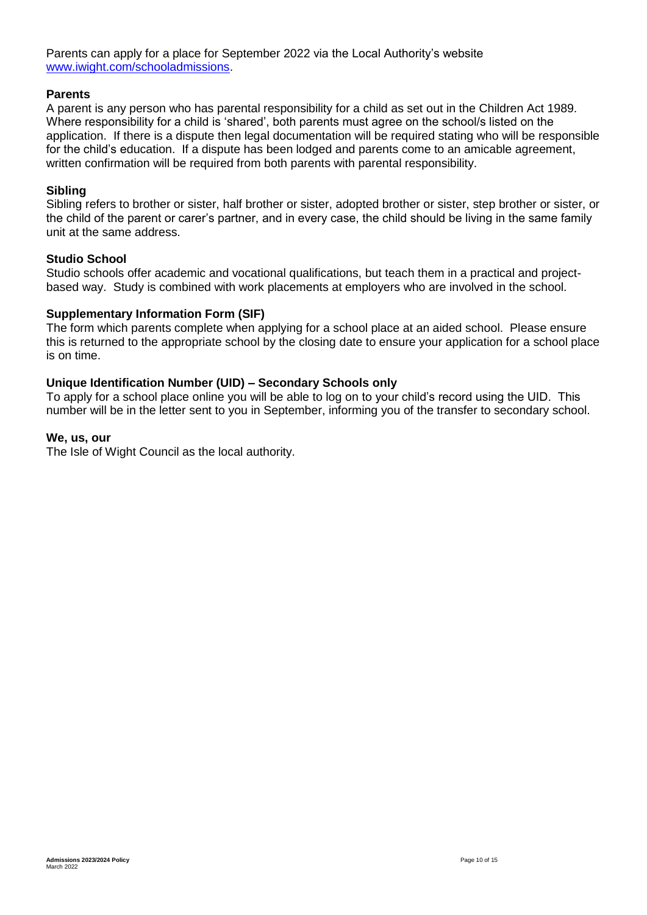Parents can apply for a place for September 2022 via the Local Authority's website [www.iwight.com/schooladmissions](http://www.iwight.com/schooladmissions).

**Parents**
A parent is any person who has parental responsibility for a child as set out in the Children Act 1989. Where responsibility for a child is 'shared', both parents must agree on the school/s listed on the application. If there is a dispute then legal documentation will be required stating who will be responsible for the child's education. If a dispute has been lodged and parents come to an amicable agreement, written confirmation will be required from both parents with parental responsibility.

**Sibling**
Sibling refers to brother or sister, half brother or sister, adopted brother or sister, step brother or sister, or the child of the parent or carer's partner, and in every case, the child should be living in the same family unit at the same address.

**Studio School**
Studio schools offer academic and vocational qualifications, but teach them in a practical and project-based way. Study is combined with work placements at employers who are involved in the school.

**Supplementary Information Form (SIF)**
The form which parents complete when applying for a school place at an aided school. Please ensure this is returned to the appropriate school by the closing date to ensure your application for a school place is on time.

**Unique Identification Number (UID) – Secondary Schools only**
To apply for a school place online you will be able to log on to your child's record using the UID. This number will be in the letter sent to you in September, informing you of the transfer to secondary school.

**We, us, our**
The Isle of Wight Council as the local authority.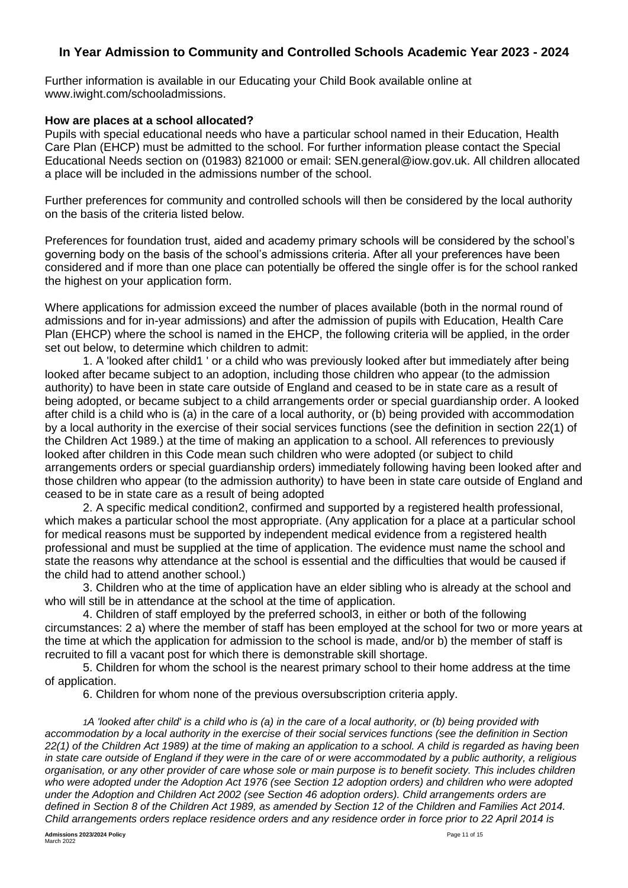## In Year Admission to Community and Controlled Schools Academic Year 2023 - 2024

Further information is available in our Educating your Child Book available online at www.iwight.com/schooladmissions.

**How are places at a school allocated?**

Pupils with special educational needs who have a particular school named in their Education, Health Care Plan (EHCP) must be admitted to the school. For further information please contact the Special Educational Needs section on (01983) 821000 or email: SEN.general@iow.gov.uk. All children allocated a place will be included in the admissions number of the school.

Further preferences for community and controlled schools will then be considered by the local authority on the basis of the criteria listed below.

Preferences for foundation trust, aided and academy primary schools will be considered by the school's governing body on the basis of the school's admissions criteria. After all your preferences have been considered and if more than one place can potentially be offered the single offer is for the school ranked the highest on your application form.

Where applications for admission exceed the number of places available (both in the normal round of admissions and for in-year admissions) and after the admission of pupils with Education, Health Care Plan (EHCP) where the school is named in the EHCP, the following criteria will be applied, in the order set out below, to determine which children to admit:

1. A 'looked after child[1] ' or a child who was previously looked after but immediately after being looked after became subject to an adoption, including those children who appear (to the admission authority) to have been in state care outside of England and ceased to be in state care as a result of being adopted, or became subject to a child arrangements order or special guardianship order. A looked after child is a child who is (a) in the care of a local authority, or (b) being provided with accommodation by a local authority in the exercise of their social services functions (see the definition in section 22(1) of the Children Act 1989.) at the time of making an application to a school. All references to previously looked after children in this Code mean such children who were adopted (or subject to child arrangements orders or special guardianship orders) immediately following having been looked after and those children who appear (to the admission authority) to have been in state care outside of England and ceased to be in state care as a result of being adopted
2. A specific medical condition[2], confirmed and supported by a registered health professional, which makes a particular school the most appropriate. (Any application for a place at a particular school for medical reasons must be supported by independent medical evidence from a registered health professional and must be supplied at the time of application. The evidence must name the school and state the reasons why attendance at the school is essential and the difficulties that would be caused if the child had to attend another school.)
3. Children who at the time of application have an elder sibling who is already at the school and who will still be in attendance at the school at the time of application.
4. Children of staff employed by the preferred school[3], in either or both of the following circumstances: 2 a) where the member of staff has been employed at the school for two or more years at the time at which the application for admission to the school is made, and/or b) the member of staff is recruited to fill a vacant post for which there is demonstrable skill shortage.
5. Children for whom the school is the nearest primary school to their home address at the time of application.
6. Children for whom none of the previous oversubscription criteria apply.

*[1]A 'looked after child' is a child who is (a) in the care of a local authority, or (b) being provided with accommodation by a local authority in the exercise of their social services functions (see the definition in Section 22(1) of the Children Act 1989) at the time of making an application to a school. A child is regarded as having been in state care outside of England if they were in the care of or were accommodated by a public authority, a religious organisation, or any other provider of care whose sole or main purpose is to benefit society. This includes children who were adopted under the Adoption Act 1976 (see Section 12 adoption orders) and children who were adopted under the Adoption and Children Act 2002 (see Section 46 adoption orders). Child arrangements orders are defined in Section 8 of the Children Act 1989, as amended by Section 12 of the Children and Families Act 2014. Child arrangements orders replace residence orders and any residence order in force prior to 22 April 2014 is*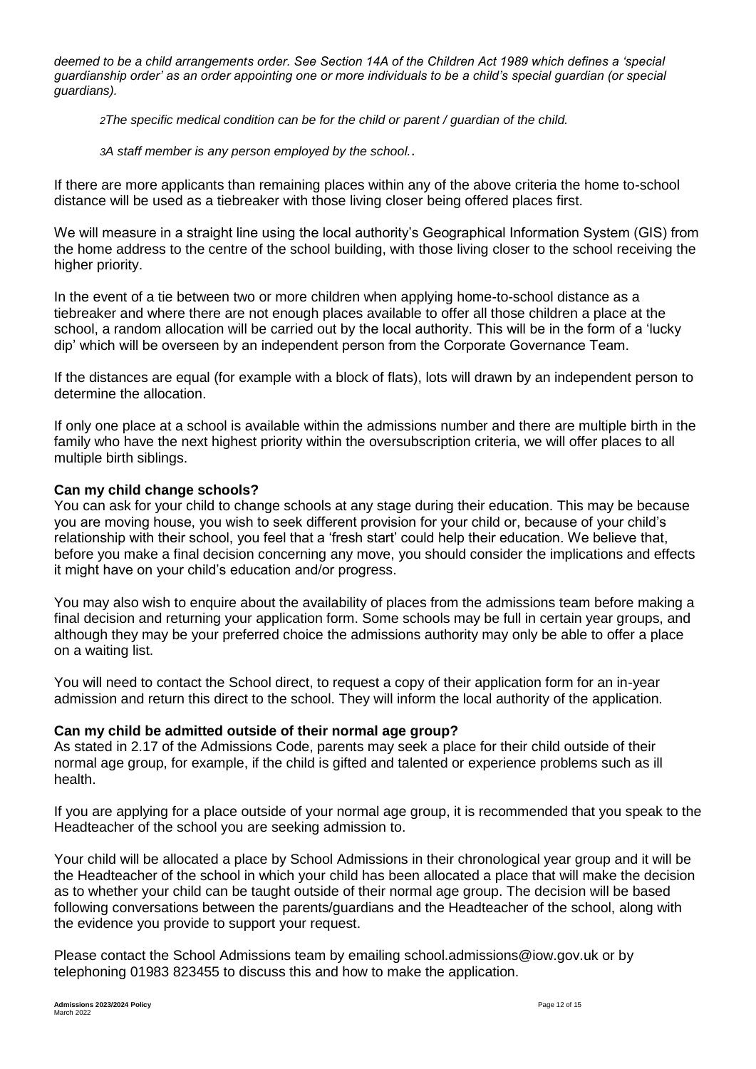*deemed to be a child arrangements order. See Section 14A of the Children Act 1989 which defines a 'special guardianship order' as an order appointing one or more individuals to be a child's special guardian (or special guardians).*

*2The specific medical condition can be for the child or parent / guardian of the child.*

*3A staff member is any person employed by the school.*.

If there are more applicants than remaining places within any of the above criteria the home to-school distance will be used as a tiebreaker with those living closer being offered places first.

We will measure in a straight line using the local authority's Geographical Information System (GIS) from the home address to the centre of the school building, with those living closer to the school receiving the higher priority.

In the event of a tie between two or more children when applying home-to-school distance as a tiebreaker and where there are not enough places available to offer all those children a place at the school, a random allocation will be carried out by the local authority. This will be in the form of a 'lucky dip' which will be overseen by an independent person from the Corporate Governance Team.

If the distances are equal (for example with a block of flats), lots will drawn by an independent person to determine the allocation.

If only one place at a school is available within the admissions number and there are multiple birth in the family who have the next highest priority within the oversubscription criteria, we will offer places to all multiple birth siblings.

**Can my child change schools?**
You can ask for your child to change schools at any stage during their education. This may be because you are moving house, you wish to seek different provision for your child or, because of your child's relationship with their school, you feel that a 'fresh start' could help their education. We believe that, before you make a final decision concerning any move, you should consider the implications and effects it might have on your child's education and/or progress.

You may also wish to enquire about the availability of places from the admissions team before making a final decision and returning your application form. Some schools may be full in certain year groups, and although they may be your preferred choice the admissions authority may only be able to offer a place on a waiting list.

You will need to contact the School direct, to request a copy of their application form for an in-year admission and return this direct to the school. They will inform the local authority of the application.

**Can my child be admitted outside of their normal age group?**
As stated in 2.17 of the Admissions Code, parents may seek a place for their child outside of their normal age group, for example, if the child is gifted and talented or experience problems such as ill health.

If you are applying for a place outside of your normal age group, it is recommended that you speak to the Headteacher of the school you are seeking admission to.

Your child will be allocated a place by School Admissions in their chronological year group and it will be the Headteacher of the school in which your child has been allocated a place that will make the decision as to whether your child can be taught outside of their normal age group. The decision will be based following conversations between the parents/guardians and the Headteacher of the school, along with the evidence you provide to support your request.

Please contact the School Admissions team by emailing school.admissions@iow.gov.uk or by telephoning 01983 823455 to discuss this and how to make the application.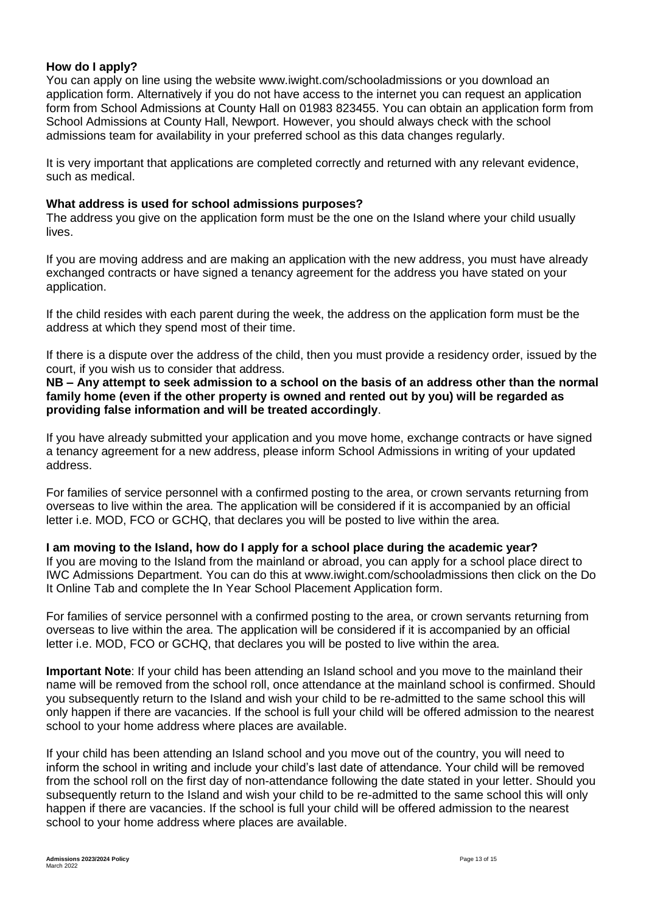**How do I apply?**

You can apply on line using the website www.iwight.com/schooladmissions or you download an application form. Alternatively if you do not have access to the internet you can request an application form from School Admissions at County Hall on 01983 823455. You can obtain an application form from School Admissions at County Hall, Newport. However, you should always check with the school admissions team for availability in your preferred school as this data changes regularly.

It is very important that applications are completed correctly and returned with any relevant evidence, such as medical.

**What address is used for school admissions purposes?**

The address you give on the application form must be the one on the Island where your child usually lives.

If you are moving address and are making an application with the new address, you must have already exchanged contracts or have signed a tenancy agreement for the address you have stated on your application.

If the child resides with each parent during the week, the address on the application form must be the address at which they spend most of their time.

If there is a dispute over the address of the child, then you must provide a residency order, issued by the court, if you wish us to consider that address.

**NB – Any attempt to seek admission to a school on the basis of an address other than the normal family home (even if the other property is owned and rented out by you) will be regarded as providing false information and will be treated accordingly**.

If you have already submitted your application and you move home, exchange contracts or have signed a tenancy agreement for a new address, please inform School Admissions in writing of your updated address.

For families of service personnel with a confirmed posting to the area, or crown servants returning from overseas to live within the area. The application will be considered if it is accompanied by an official letter i.e. MOD, FCO or GCHQ, that declares you will be posted to live within the area.

**I am moving to the Island, how do I apply for a school place during the academic year?**

If you are moving to the Island from the mainland or abroad, you can apply for a school place direct to IWC Admissions Department. You can do this at www.iwight.com/schooladmissions then click on the Do It Online Tab and complete the In Year School Placement Application form.

For families of service personnel with a confirmed posting to the area, or crown servants returning from overseas to live within the area. The application will be considered if it is accompanied by an official letter i.e. MOD, FCO or GCHQ, that declares you will be posted to live within the area.

**Important Note**: If your child has been attending an Island school and you move to the mainland their name will be removed from the school roll, once attendance at the mainland school is confirmed. Should you subsequently return to the Island and wish your child to be re-admitted to the same school this will only happen if there are vacancies. If the school is full your child will be offered admission to the nearest school to your home address where places are available.

If your child has been attending an Island school and you move out of the country, you will need to inform the school in writing and include your child's last date of attendance. Your child will be removed from the school roll on the first day of non-attendance following the date stated in your letter. Should you subsequently return to the Island and wish your child to be re-admitted to the same school this will only happen if there are vacancies. If the school is full your child will be offered admission to the nearest school to your home address where places are available.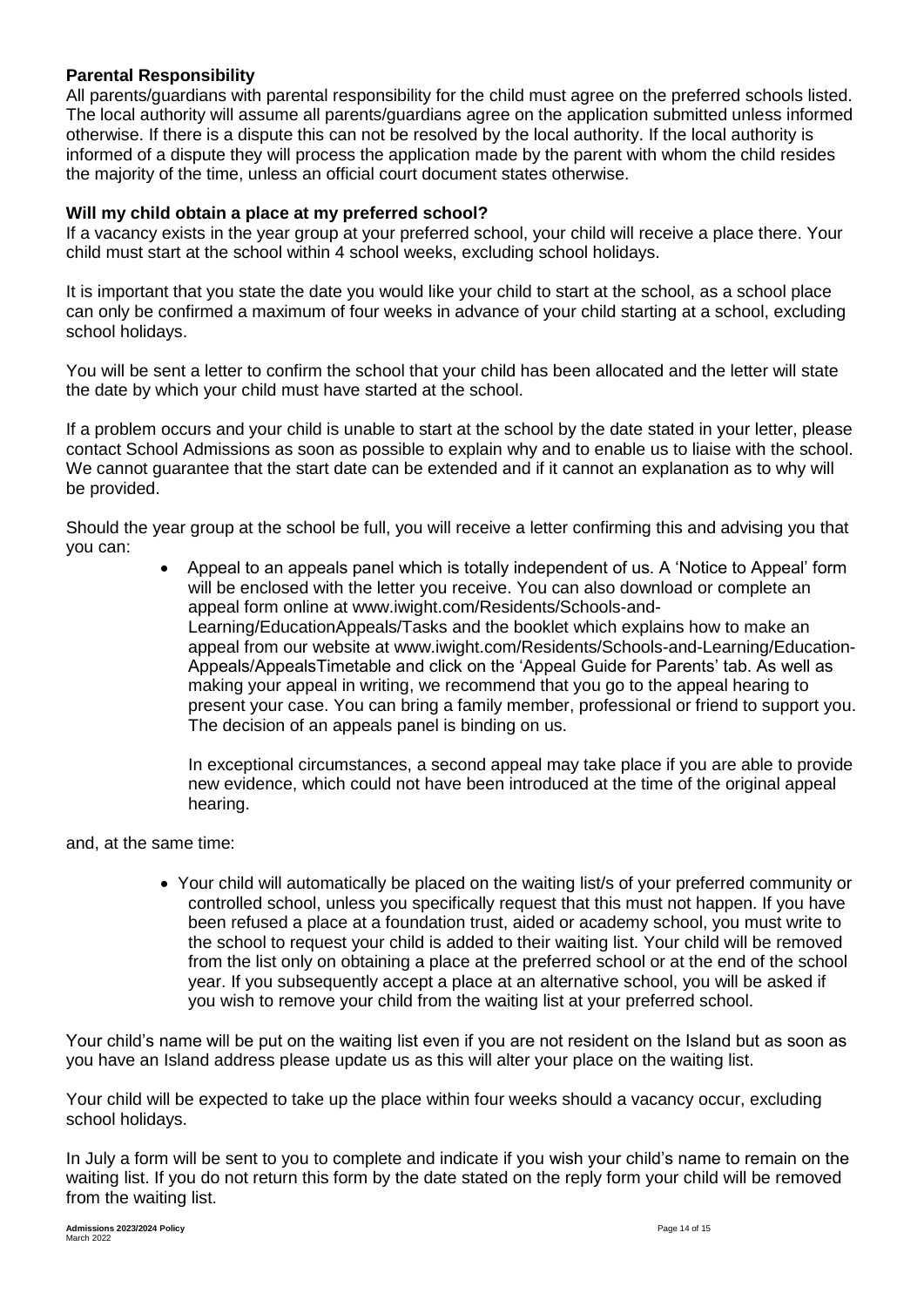**Parental Responsibility**

All parents/guardians with parental responsibility for the child must agree on the preferred schools listed. The local authority will assume all parents/guardians agree on the application submitted unless informed otherwise. If there is a dispute this can not be resolved by the local authority. If the local authority is informed of a dispute they will process the application made by the parent with whom the child resides the majority of the time, unless an official court document states otherwise.

**Will my child obtain a place at my preferred school?**

If a vacancy exists in the year group at your preferred school, your child will receive a place there. Your child must start at the school within 4 school weeks, excluding school holidays.

It is important that you state the date you would like your child to start at the school, as a school place can only be confirmed a maximum of four weeks in advance of your child starting at a school, excluding school holidays.

You will be sent a letter to confirm the school that your child has been allocated and the letter will state the date by which your child must have started at the school.

If a problem occurs and your child is unable to start at the school by the date stated in your letter, please contact School Admissions as soon as possible to explain why and to enable us to liaise with the school. We cannot guarantee that the start date can be extended and if it cannot an explanation as to why will be provided.

Should the year group at the school be full, you will receive a letter confirming this and advising you that you can:

- Appeal to an appeals panel which is totally independent of us. A 'Notice to Appeal' form will be enclosed with the letter you receive. You can also download or complete an appeal form online at www.iwight.com/Residents/Schools-and-Learning/EducationAppeals/Tasks and the booklet which explains how to make an appeal from our website at www.iwight.com/Residents/Schools-and-Learning/Education-Appeals/AppealsTimetable and click on the 'Appeal Guide for Parents' tab. As well as making your appeal in writing, we recommend that you go to the appeal hearing to present your case. You can bring a family member, professional or friend to support you. The decision of an appeals panel is binding on us.

  In exceptional circumstances, a second appeal may take place if you are able to provide new evidence, which could not have been introduced at the time of the original appeal hearing.

and, at the same time:

- Your child will automatically be placed on the waiting list/s of your preferred community or controlled school, unless you specifically request that this must not happen. If you have been refused a place at a foundation trust, aided or academy school, you must write to the school to request your child is added to their waiting list. Your child will be removed from the list only on obtaining a place at the preferred school or at the end of the school year. If you subsequently accept a place at an alternative school, you will be asked if you wish to remove your child from the waiting list at your preferred school.

Your child's name will be put on the waiting list even if you are not resident on the Island but as soon as you have an Island address please update us as this will alter your place on the waiting list.

Your child will be expected to take up the place within four weeks should a vacancy occur, excluding school holidays.

In July a form will be sent to you to complete and indicate if you wish your child's name to remain on the waiting list. If you do not return this form by the date stated on the reply form your child will be removed from the waiting list.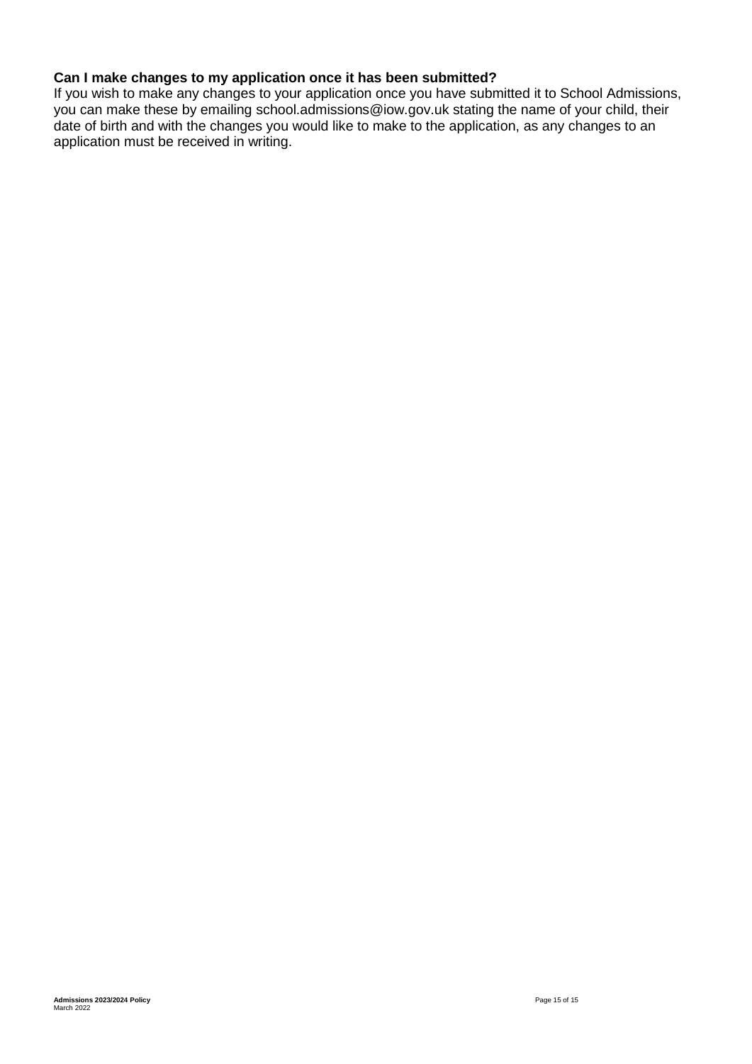**Can I make changes to my application once it has been submitted?**

If you wish to make any changes to your application once you have submitted it to School Admissions, you can make these by emailing school.admissions@iow.gov.uk stating the name of your child, their date of birth and with the changes you would like to make to the application, as any changes to an application must be received in writing.